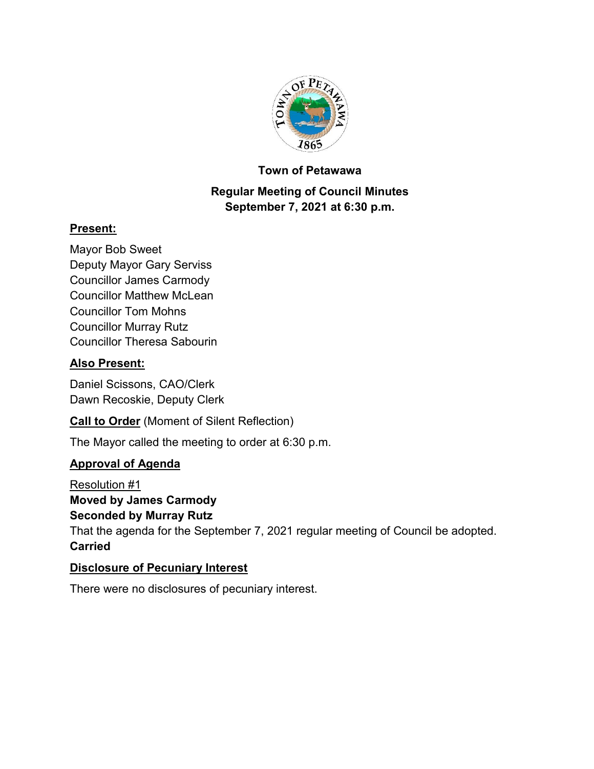**Town of Petawawa**

**Regular Meeting of Council Minutes**
**September 7, 2021 at 6:30 p.m.**

## Present:

Mayor Bob Sweet
Deputy Mayor Gary Serviss
Councillor James Carmody
Councillor Matthew McLean
Councillor Tom Mohns
Councillor Murray Rutz
Councillor Theresa Sabourin

## Also Present:

Daniel Scissons, CAO/Clerk
Dawn Recoskie, Deputy Clerk

**Call to Order** (Moment of Silent Reflection)

The Mayor called the meeting to order at 6:30 p.m.

## Approval of Agenda

Resolution #1
**Moved by James Carmody**
**Seconded by Murray Rutz**
That the agenda for the September 7, 2021 regular meeting of Council be adopted.
**Carried**

## Disclosure of Pecuniary Interest

There were no disclosures of pecuniary interest.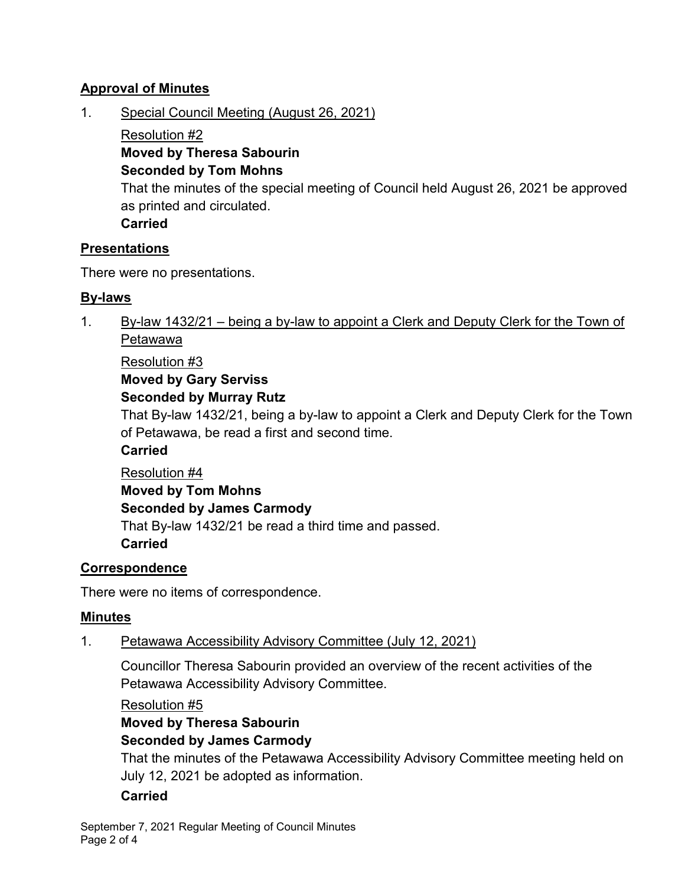## Approval of Minutes

1. Special Council Meeting (August 26, 2021)

   Resolution #2

   **Moved by Theresa Sabourin**

   **Seconded by Tom Mohns**

   That the minutes of the special meeting of Council held August 26, 2021 be approved as printed and circulated.

   **Carried**

## Presentations

There were no presentations.

## By-laws

1. By-law 1432/21 – being a by-law to appoint a Clerk and Deputy Clerk for the Town of Petawawa

   Resolution #3

   **Moved by Gary Serviss**

   **Seconded by Murray Rutz**

   That By-law 1432/21, being a by-law to appoint a Clerk and Deputy Clerk for the Town of Petawawa, be read a first and second time.

   **Carried**

   Resolution #4

   **Moved by Tom Mohns**

   **Seconded by James Carmody**

   That By-law 1432/21 be read a third time and passed.

   **Carried**

## Correspondence

There were no items of correspondence.

## Minutes

1. Petawawa Accessibility Advisory Committee (July 12, 2021)

   Councillor Theresa Sabourin provided an overview of the recent activities of the Petawawa Accessibility Advisory Committee.

   Resolution #5

   **Moved by Theresa Sabourin**

   **Seconded by James Carmody**

   That the minutes of the Petawawa Accessibility Advisory Committee meeting held on July 12, 2021 be adopted as information.

   **Carried**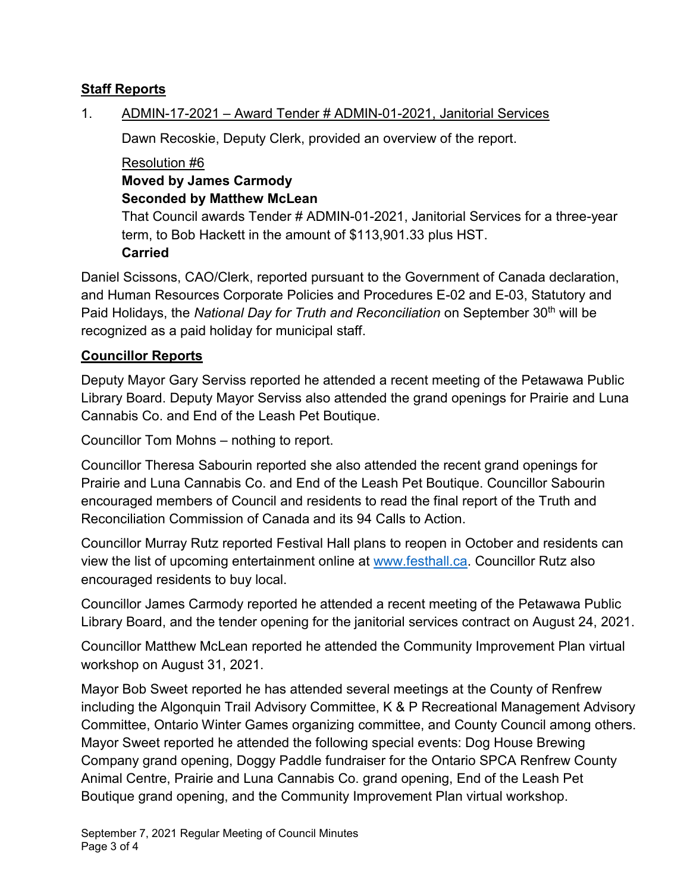## Staff Reports

1. ADMIN-17-2021 – Award Tender # ADMIN-01-2021, Janitorial Services

   Dawn Recoskie, Deputy Clerk, provided an overview of the report.

   Resolution #6
   **Moved by James Carmody**
   **Seconded by Matthew McLean**
   That Council awards Tender # ADMIN-01-2021, Janitorial Services for a three-year term, to Bob Hackett in the amount of $113,901.33 plus HST.
   **Carried**

Daniel Scissons, CAO/Clerk, reported pursuant to the Government of Canada declaration, and Human Resources Corporate Policies and Procedures E-02 and E-03, Statutory and Paid Holidays, the *National Day for Truth and Reconciliation* on September 30th will be recognized as a paid holiday for municipal staff.

## Councillor Reports

Deputy Mayor Gary Serviss reported he attended a recent meeting of the Petawawa Public Library Board. Deputy Mayor Serviss also attended the grand openings for Prairie and Luna Cannabis Co. and End of the Leash Pet Boutique.

Councillor Tom Mohns – nothing to report.

Councillor Theresa Sabourin reported she also attended the recent grand openings for Prairie and Luna Cannabis Co. and End of the Leash Pet Boutique. Councillor Sabourin encouraged members of Council and residents to read the final report of the Truth and Reconciliation Commission of Canada and its 94 Calls to Action.

Councillor Murray Rutz reported Festival Hall plans to reopen in October and residents can view the list of upcoming entertainment online at [www.festhall.ca](http://www.festhall.ca). Councillor Rutz also encouraged residents to buy local.

Councillor James Carmody reported he attended a recent meeting of the Petawawa Public Library Board, and the tender opening for the janitorial services contract on August 24, 2021.

Councillor Matthew McLean reported he attended the Community Improvement Plan virtual workshop on August 31, 2021.

Mayor Bob Sweet reported he has attended several meetings at the County of Renfrew including the Algonquin Trail Advisory Committee, K & P Recreational Management Advisory Committee, Ontario Winter Games organizing committee, and County Council among others. Mayor Sweet reported he attended the following special events: Dog House Brewing Company grand opening, Doggy Paddle fundraiser for the Ontario SPCA Renfrew County Animal Centre, Prairie and Luna Cannabis Co. grand opening, End of the Leash Pet Boutique grand opening, and the Community Improvement Plan virtual workshop.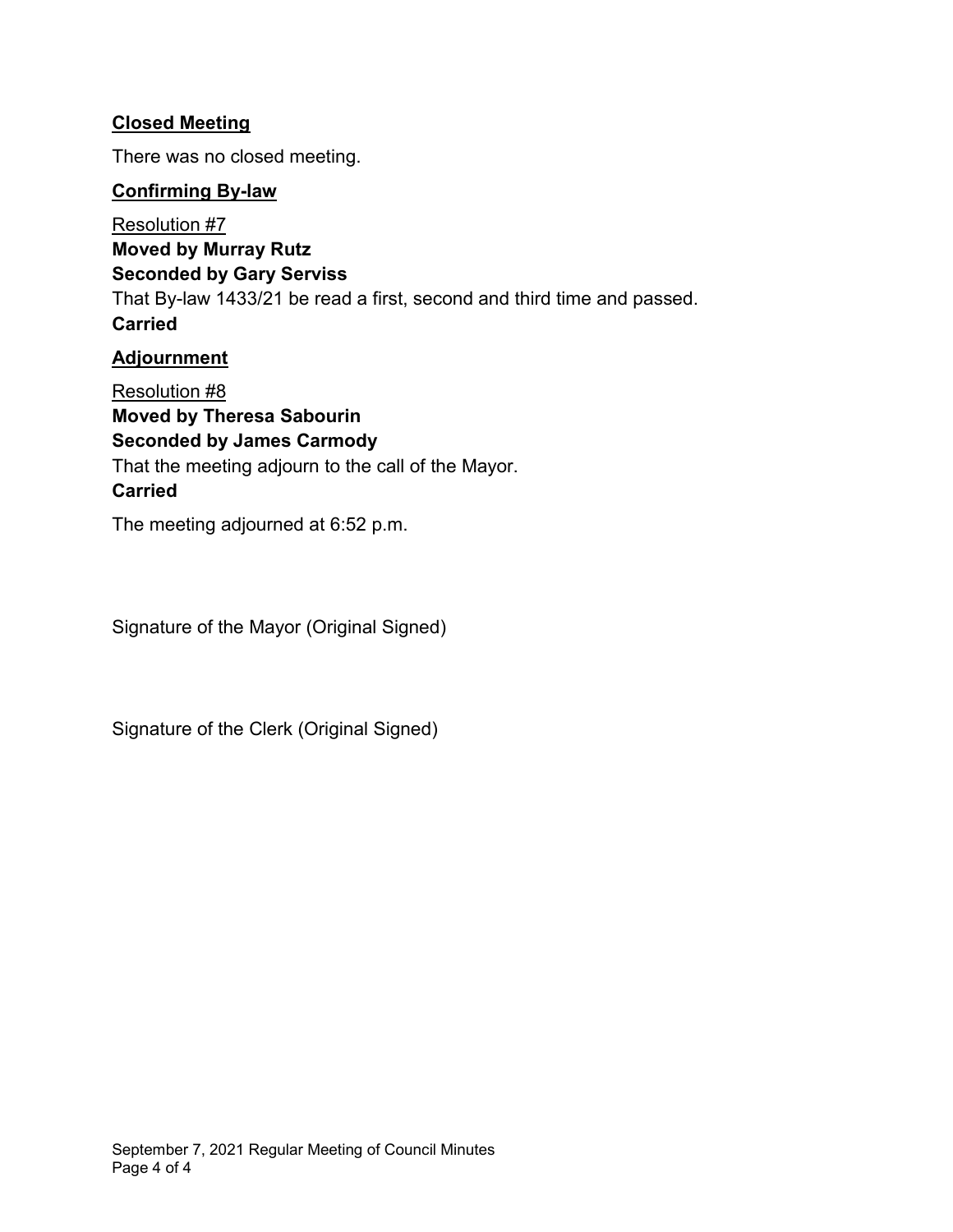## Closed Meeting

There was no closed meeting.

## Confirming By-law

Resolution #7

**Moved by Murray Rutz**

**Seconded by Gary Serviss**

That By-law 1433/21 be read a first, second and third time and passed.

**Carried**

## Adjournment

Resolution #8

**Moved by Theresa Sabourin**

**Seconded by James Carmody**

That the meeting adjourn to the call of the Mayor.

**Carried**

The meeting adjourned at 6:52 p.m.

Signature of the Mayor (Original Signed)

Signature of the Clerk (Original Signed)